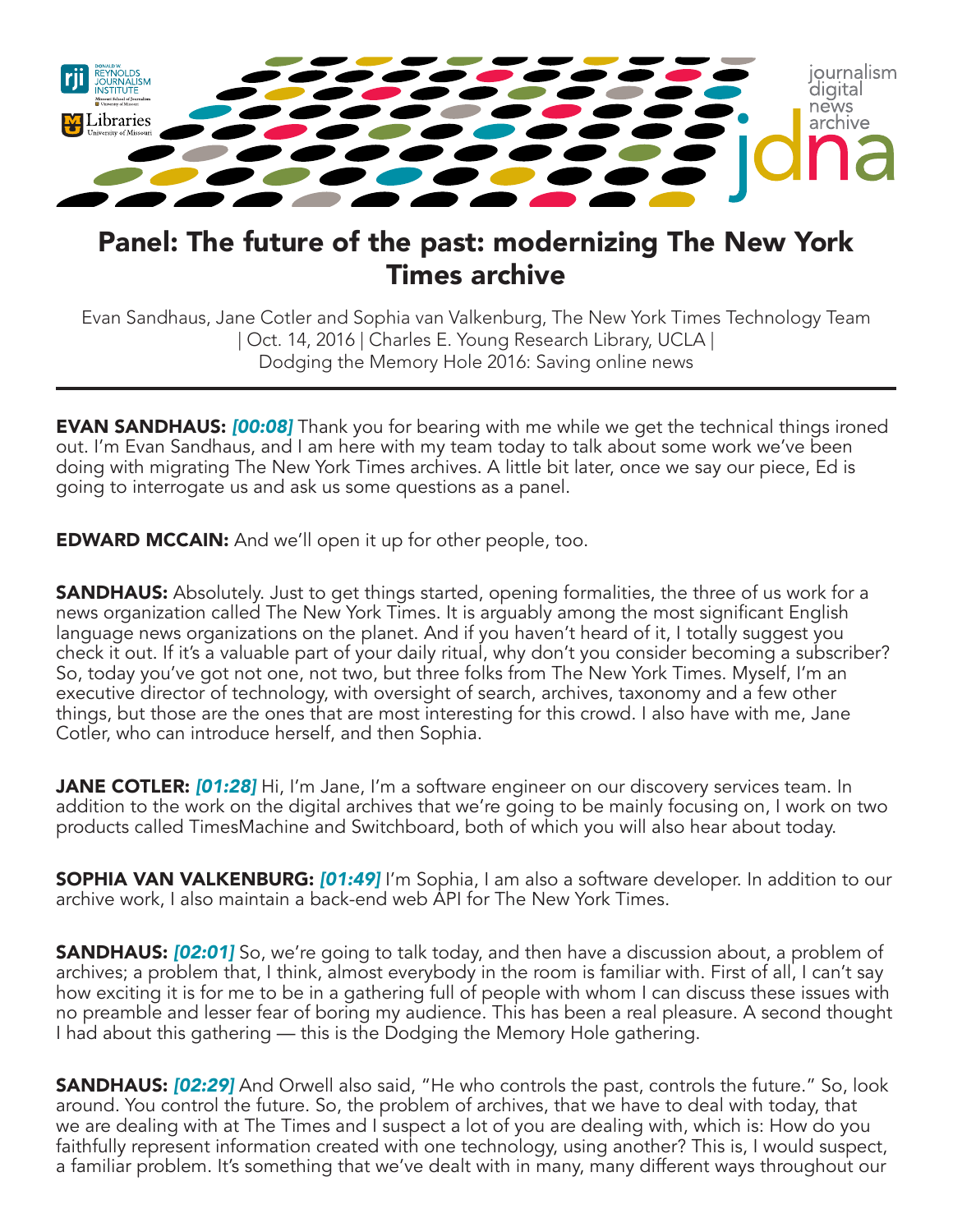# Panel: The future of the past: modernizing The New York Times archive

Evan Sandhaus, Jane Cotler and Sophia van Valkenburg, The New York Times Technology Team | Oct. 14, 2016 | Charles E. Young Research Library, UCLA | Dodging the Memory Hole 2016: Saving online news

---

**EVAN SANDHAUS:** ***[00:08]*** Thank you for bearing with me while we get the technical things ironed out. I'm Evan Sandhaus, and I am here with my team today to talk about some work we've been doing with migrating The New York Times archives. A little bit later, once we say our piece, Ed is going to interrogate us and ask us some questions as a panel.

**EDWARD MCCAIN:** And we'll open it up for other people, too.

**SANDHAUS:** Absolutely. Just to get things started, opening formalities, the three of us work for a news organization called The New York Times. It is arguably among the most significant English language news organizations on the planet. And if you haven't heard of it, I totally suggest you check it out. If it's a valuable part of your daily ritual, why don't you consider becoming a subscriber? So, today you've got not one, not two, but three folks from The New York Times. Myself, I'm an executive director of technology, with oversight of search, archives, taxonomy and a few other things, but those are the ones that are most interesting for this crowd. I also have with me, Jane Cotler, who can introduce herself, and then Sophia.

**JANE COTLER:** ***[01:28]*** Hi, I'm Jane, I'm a software engineer on our discovery services team. In addition to the work on the digital archives that we're going to be mainly focusing on, I work on two products called TimesMachine and Switchboard, both of which you will also hear about today.

**SOPHIA VAN VALKENBURG:** ***[01:49]*** I'm Sophia, I am also a software developer. In addition to our archive work, I also maintain a back-end web API for The New York Times.

**SANDHAUS:** ***[02:01]*** So, we're going to talk today, and then have a discussion about, a problem of archives; a problem that, I think, almost everybody in the room is familiar with. First of all, I can't say how exciting it is for me to be in a gathering full of people with whom I can discuss these issues with no preamble and lesser fear of boring my audience. This has been a real pleasure. A second thought I had about this gathering — this is the Dodging the Memory Hole gathering.

**SANDHAUS:** ***[02:29]*** And Orwell also said, "He who controls the past, controls the future." So, look around. You control the future. So, the problem of archives, that we have to deal with today, that we are dealing with at The Times and I suspect a lot of you are dealing with, which is: How do you faithfully represent information created with one technology, using another? This is, I would suspect, a familiar problem. It's something that we've dealt with in many, many different ways throughout our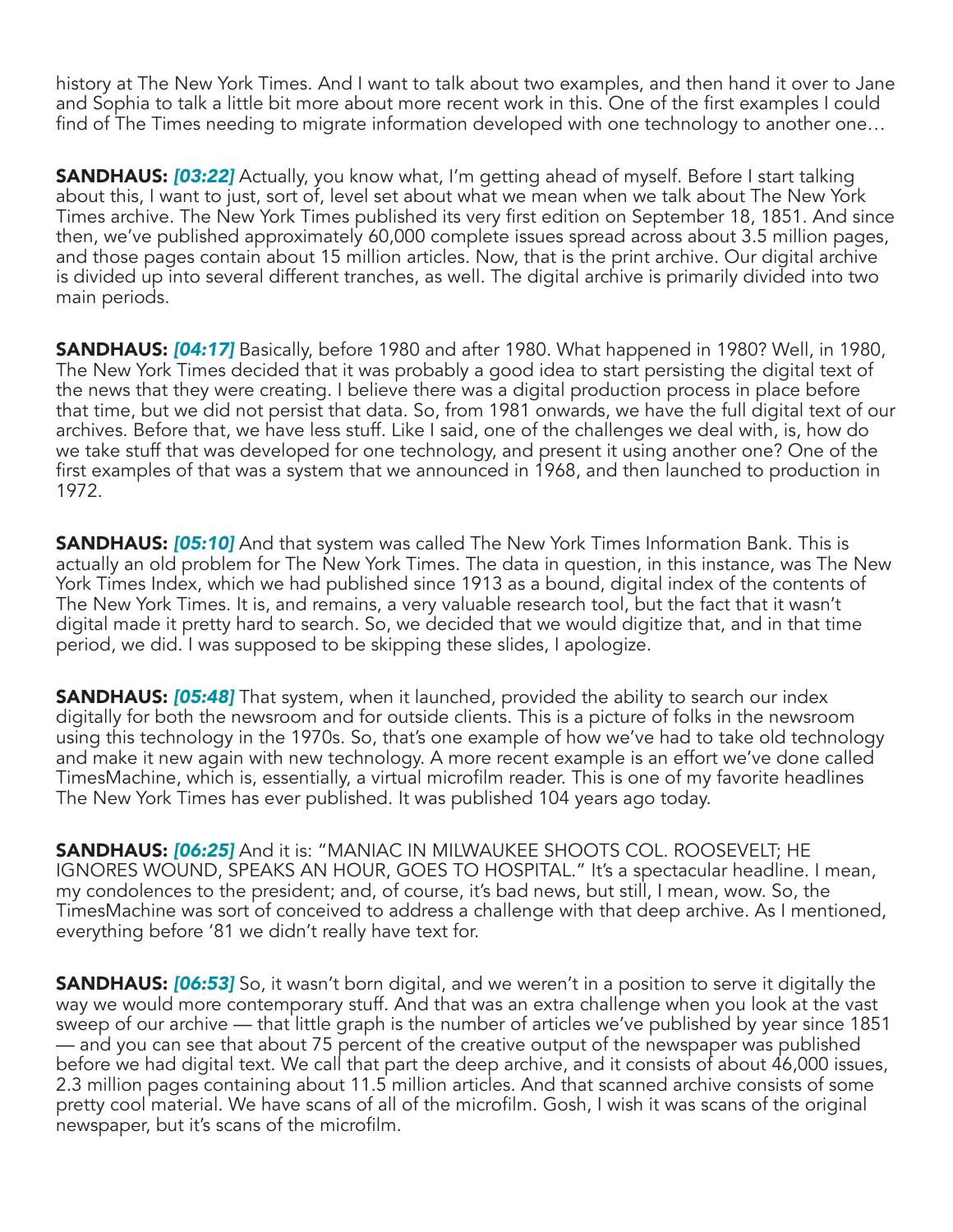history at The New York Times. And I want to talk about two examples, and then hand it over to Jane and Sophia to talk a little bit more about more recent work in this. One of the first examples I could find of The Times needing to migrate information developed with one technology to another one…

**SANDHAUS:** ***[03:22]*** Actually, you know what, I'm getting ahead of myself. Before I start talking about this, I want to just, sort of, level set about what we mean when we talk about The New York Times archive. The New York Times published its very first edition on September 18, 1851. And since then, we've published approximately 60,000 complete issues spread across about 3.5 million pages, and those pages contain about 15 million articles. Now, that is the print archive. Our digital archive is divided up into several different tranches, as well. The digital archive is primarily divided into two main periods.

**SANDHAUS:** ***[04:17]*** Basically, before 1980 and after 1980. What happened in 1980? Well, in 1980, The New York Times decided that it was probably a good idea to start persisting the digital text of the news that they were creating. I believe there was a digital production process in place before that time, but we did not persist that data. So, from 1981 onwards, we have the full digital text of our archives. Before that, we have less stuff. Like I said, one of the challenges we deal with, is, how do we take stuff that was developed for one technology, and present it using another one? One of the first examples of that was a system that we announced in 1968, and then launched to production in 1972.

**SANDHAUS:** ***[05:10]*** And that system was called The New York Times Information Bank. This is actually an old problem for The New York Times. The data in question, in this instance, was The New York Times Index, which we had published since 1913 as a bound, digital index of the contents of The New York Times. It is, and remains, a very valuable research tool, but the fact that it wasn't digital made it pretty hard to search. So, we decided that we would digitize that, and in that time period, we did. I was supposed to be skipping these slides, I apologize.

**SANDHAUS:** ***[05:48]*** That system, when it launched, provided the ability to search our index digitally for both the newsroom and for outside clients. This is a picture of folks in the newsroom using this technology in the 1970s. So, that's one example of how we've had to take old technology and make it new again with new technology. A more recent example is an effort we've done called TimesMachine, which is, essentially, a virtual microfilm reader. This is one of my favorite headlines The New York Times has ever published. It was published 104 years ago today.

**SANDHAUS:** ***[06:25]*** And it is: "MANIAC IN MILWAUKEE SHOOTS COL. ROOSEVELT; HE IGNORES WOUND, SPEAKS AN HOUR, GOES TO HOSPITAL." It's a spectacular headline. I mean, my condolences to the president; and, of course, it's bad news, but still, I mean, wow. So, the TimesMachine was sort of conceived to address a challenge with that deep archive. As I mentioned, everything before '81 we didn't really have text for.

**SANDHAUS:** ***[06:53]*** So, it wasn't born digital, and we weren't in a position to serve it digitally the way we would more contemporary stuff. And that was an extra challenge when you look at the vast sweep of our archive — that little graph is the number of articles we've published by year since 1851 — and you can see that about 75 percent of the creative output of the newspaper was published before we had digital text. We call that part the deep archive, and it consists of about 46,000 issues, 2.3 million pages containing about 11.5 million articles. And that scanned archive consists of some pretty cool material. We have scans of all of the microfilm. Gosh, I wish it was scans of the original newspaper, but it's scans of the microfilm.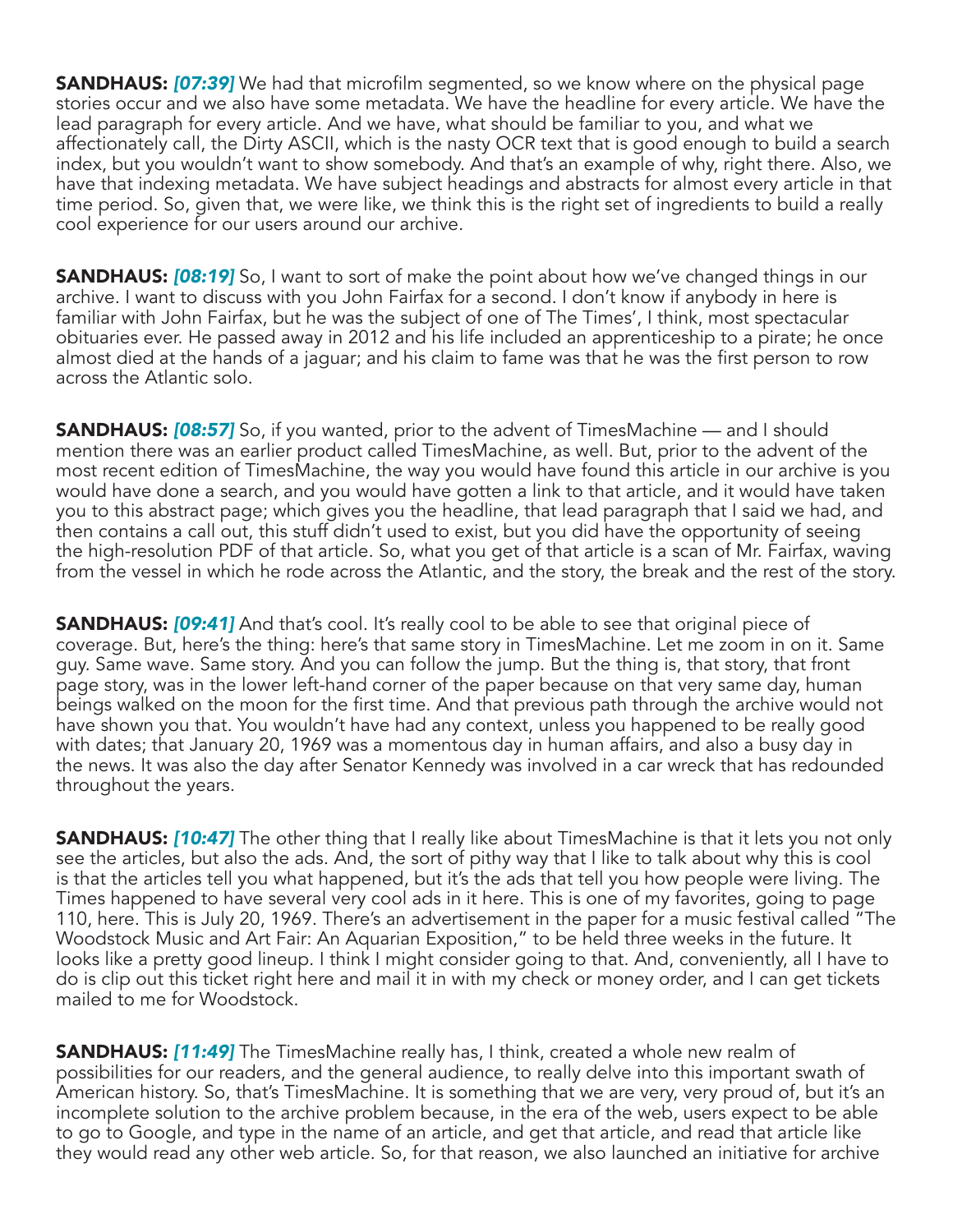**SANDHAUS:** *[07:39]* We had that microfilm segmented, so we know where on the physical page stories occur and we also have some metadata. We have the headline for every article. We have the lead paragraph for every article. And we have, what should be familiar to you, and what we affectionately call, the Dirty ASCII, which is the nasty OCR text that is good enough to build a search index, but you wouldn't want to show somebody. And that's an example of why, right there. Also, we have that indexing metadata. We have subject headings and abstracts for almost every article in that time period. So, given that, we were like, we think this is the right set of ingredients to build a really cool experience for our users around our archive.

**SANDHAUS:** *[08:19]* So, I want to sort of make the point about how we've changed things in our archive. I want to discuss with you John Fairfax for a second. I don't know if anybody in here is familiar with John Fairfax, but he was the subject of one of The Times', I think, most spectacular obituaries ever. He passed away in 2012 and his life included an apprenticeship to a pirate; he once almost died at the hands of a jaguar; and his claim to fame was that he was the first person to row across the Atlantic solo.

**SANDHAUS:** *[08:57]* So, if you wanted, prior to the advent of TimesMachine — and I should mention there was an earlier product called TimesMachine, as well. But, prior to the advent of the most recent edition of TimesMachine, the way you would have found this article in our archive is you would have done a search, and you would have gotten a link to that article, and it would have taken you to this abstract page; which gives you the headline, that lead paragraph that I said we had, and then contains a call out, this stuff didn't used to exist, but you did have the opportunity of seeing the high-resolution PDF of that article. So, what you get of that article is a scan of Mr. Fairfax, waving from the vessel in which he rode across the Atlantic, and the story, the break and the rest of the story.

**SANDHAUS:** *[09:41]* And that's cool. It's really cool to be able to see that original piece of coverage. But, here's the thing: here's that same story in TimesMachine. Let me zoom in on it. Same guy. Same wave. Same story. And you can follow the jump. But the thing is, that story, that front page story, was in the lower left-hand corner of the paper because on that very same day, human beings walked on the moon for the first time. And that previous path through the archive would not have shown you that. You wouldn't have had any context, unless you happened to be really good with dates; that January 20, 1969 was a momentous day in human affairs, and also a busy day in the news. It was also the day after Senator Kennedy was involved in a car wreck that has redounded throughout the years.

**SANDHAUS:** *[10:47]* The other thing that I really like about TimesMachine is that it lets you not only see the articles, but also the ads. And, the sort of pithy way that I like to talk about why this is cool is that the articles tell you what happened, but it's the ads that tell you how people were living. The Times happened to have several very cool ads in it here. This is one of my favorites, going to page 110, here. This is July 20, 1969. There's an advertisement in the paper for a music festival called "The Woodstock Music and Art Fair: An Aquarian Exposition," to be held three weeks in the future. It looks like a pretty good lineup. I think I might consider going to that. And, conveniently, all I have to do is clip out this ticket right here and mail it in with my check or money order, and I can get tickets mailed to me for Woodstock.

**SANDHAUS:** *[11:49]* The TimesMachine really has, I think, created a whole new realm of possibilities for our readers, and the general audience, to really delve into this important swath of American history. So, that's TimesMachine. It is something that we are very, very proud of, but it's an incomplete solution to the archive problem because, in the era of the web, users expect to be able to go to Google, and type in the name of an article, and get that article, and read that article like they would read any other web article. So, for that reason, we also launched an initiative for archive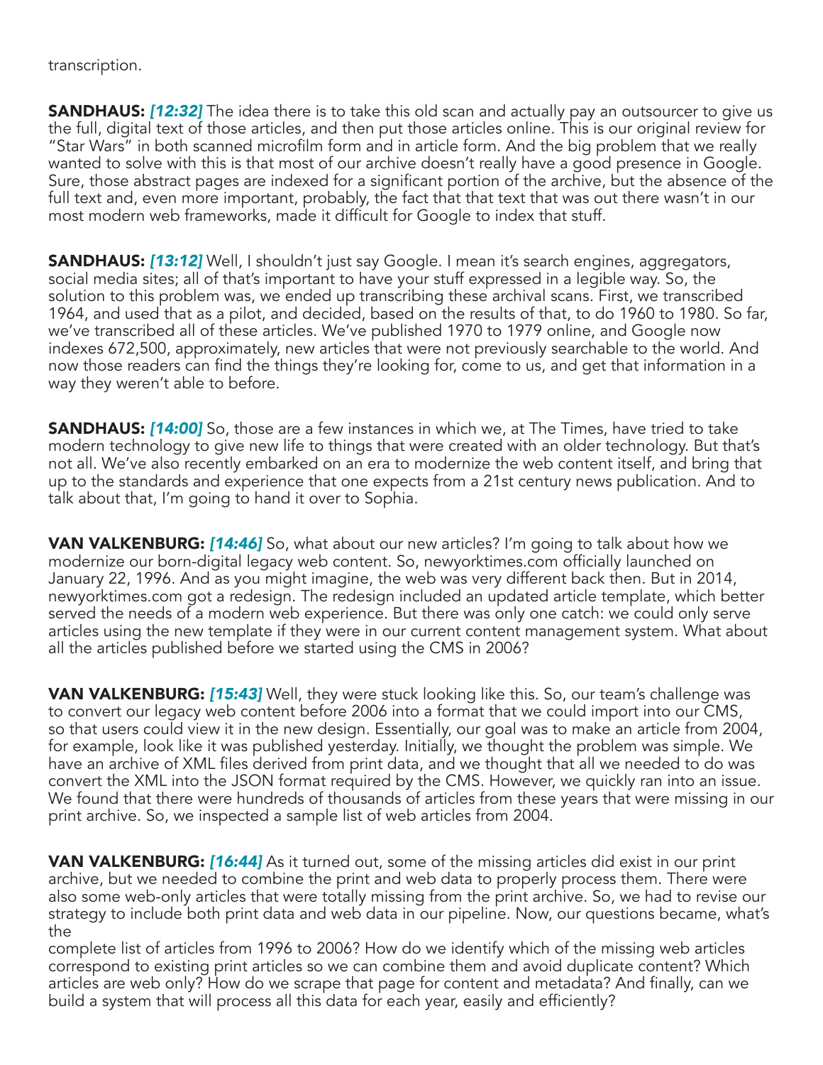transcription.

**SANDHAUS:** ***[12:32]*** The idea there is to take this old scan and actually pay an outsourcer to give us the full, digital text of those articles, and then put those articles online. This is our original review for "Star Wars" in both scanned microfilm form and in article form. And the big problem that we really wanted to solve with this is that most of our archive doesn't really have a good presence in Google. Sure, those abstract pages are indexed for a significant portion of the archive, but the absence of the full text and, even more important, probably, the fact that that text that was out there wasn't in our most modern web frameworks, made it difficult for Google to index that stuff.

**SANDHAUS:** ***[13:12]*** Well, I shouldn't just say Google. I mean it's search engines, aggregators, social media sites; all of that's important to have your stuff expressed in a legible way. So, the solution to this problem was, we ended up transcribing these archival scans. First, we transcribed 1964, and used that as a pilot, and decided, based on the results of that, to do 1960 to 1980. So far, we've transcribed all of these articles. We've published 1970 to 1979 online, and Google now indexes 672,500, approximately, new articles that were not previously searchable to the world. And now those readers can find the things they're looking for, come to us, and get that information in a way they weren't able to before.

**SANDHAUS:** ***[14:00]*** So, those are a few instances in which we, at The Times, have tried to take modern technology to give new life to things that were created with an older technology. But that's not all. We've also recently embarked on an era to modernize the web content itself, and bring that up to the standards and experience that one expects from a 21st century news publication. And to talk about that, I'm going to hand it over to Sophia.

**VAN VALKENBURG:** ***[14:46]*** So, what about our new articles? I'm going to talk about how we modernize our born-digital legacy web content. So, newyorktimes.com officially launched on January 22, 1996. And as you might imagine, the web was very different back then. But in 2014, newyorktimes.com got a redesign. The redesign included an updated article template, which better served the needs of a modern web experience. But there was only one catch: we could only serve articles using the new template if they were in our current content management system. What about all the articles published before we started using the CMS in 2006?

**VAN VALKENBURG:** ***[15:43]*** Well, they were stuck looking like this. So, our team's challenge was to convert our legacy web content before 2006 into a format that we could import into our CMS, so that users could view it in the new design. Essentially, our goal was to make an article from 2004, for example, look like it was published yesterday. Initially, we thought the problem was simple. We have an archive of XML files derived from print data, and we thought that all we needed to do was convert the XML into the JSON format required by the CMS. However, we quickly ran into an issue. We found that there were hundreds of thousands of articles from these years that were missing in our print archive. So, we inspected a sample list of web articles from 2004.

**VAN VALKENBURG:** ***[16:44]*** As it turned out, some of the missing articles did exist in our print archive, but we needed to combine the print and web data to properly process them. There were also some web-only articles that were totally missing from the print archive. So, we had to revise our strategy to include both print data and web data in our pipeline. Now, our questions became, what's the complete list of articles from 1996 to 2006? How do we identify which of the missing web articles correspond to existing print articles so we can combine them and avoid duplicate content? Which articles are web only? How do we scrape that page for content and metadata? And finally, can we build a system that will process all this data for each year, easily and efficiently?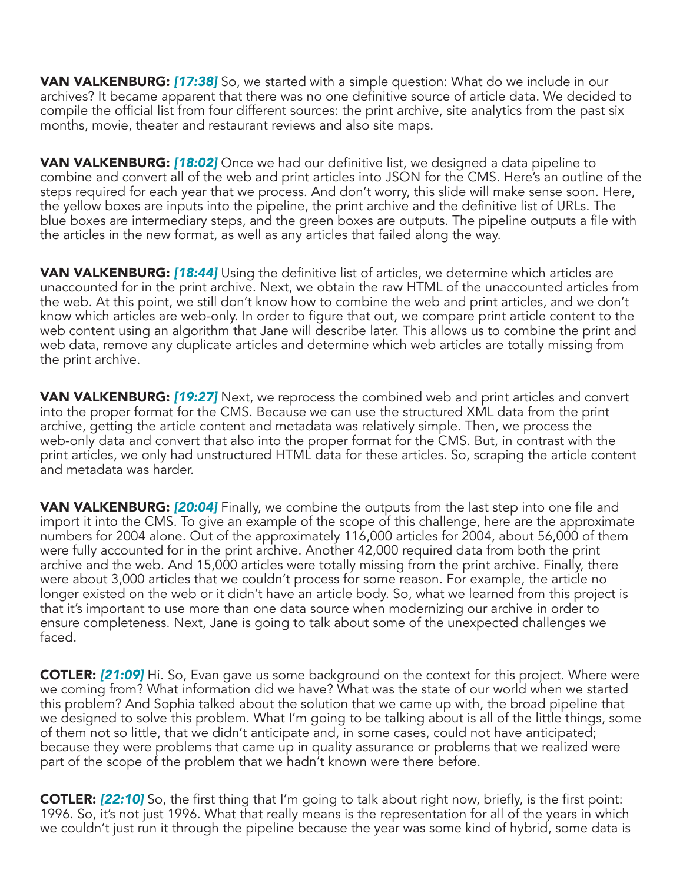**VAN VALKENBURG:** ***[17:38]*** So, we started with a simple question: What do we include in our archives? It became apparent that there was no one definitive source of article data. We decided to compile the official list from four different sources: the print archive, site analytics from the past six months, movie, theater and restaurant reviews and also site maps.

**VAN VALKENBURG:** ***[18:02]*** Once we had our definitive list, we designed a data pipeline to combine and convert all of the web and print articles into JSON for the CMS. Here's an outline of the steps required for each year that we process. And don't worry, this slide will make sense soon. Here, the yellow boxes are inputs into the pipeline, the print archive and the definitive list of URLs. The blue boxes are intermediary steps, and the green boxes are outputs. The pipeline outputs a file with the articles in the new format, as well as any articles that failed along the way.

**VAN VALKENBURG:** ***[18:44]*** Using the definitive list of articles, we determine which articles are unaccounted for in the print archive. Next, we obtain the raw HTML of the unaccounted articles from the web. At this point, we still don't know how to combine the web and print articles, and we don't know which articles are web-only. In order to figure that out, we compare print article content to the web content using an algorithm that Jane will describe later. This allows us to combine the print and web data, remove any duplicate articles and determine which web articles are totally missing from the print archive.

**VAN VALKENBURG:** ***[19:27]*** Next, we reprocess the combined web and print articles and convert into the proper format for the CMS. Because we can use the structured XML data from the print archive, getting the article content and metadata was relatively simple. Then, we process the web-only data and convert that also into the proper format for the CMS. But, in contrast with the print articles, we only had unstructured HTML data for these articles. So, scraping the article content and metadata was harder.

**VAN VALKENBURG:** ***[20:04]*** Finally, we combine the outputs from the last step into one file and import it into the CMS. To give an example of the scope of this challenge, here are the approximate numbers for 2004 alone. Out of the approximately 116,000 articles for 2004, about 56,000 of them were fully accounted for in the print archive. Another 42,000 required data from both the print archive and the web. And 15,000 articles were totally missing from the print archive. Finally, there were about 3,000 articles that we couldn't process for some reason. For example, the article no longer existed on the web or it didn't have an article body. So, what we learned from this project is that it's important to use more than one data source when modernizing our archive in order to ensure completeness. Next, Jane is going to talk about some of the unexpected challenges we faced.

**COTLER:** ***[21:09]*** Hi. So, Evan gave us some background on the context for this project. Where were we coming from? What information did we have? What was the state of our world when we started this problem? And Sophia talked about the solution that we came up with, the broad pipeline that we designed to solve this problem. What I'm going to be talking about is all of the little things, some of them not so little, that we didn't anticipate and, in some cases, could not have anticipated; because they were problems that came up in quality assurance or problems that we realized were part of the scope of the problem that we hadn't known were there before.

**COTLER:** ***[22:10]*** So, the first thing that I'm going to talk about right now, briefly, is the first point: 1996. So, it's not just 1996. What that really means is the representation for all of the years in which we couldn't just run it through the pipeline because the year was some kind of hybrid, some data is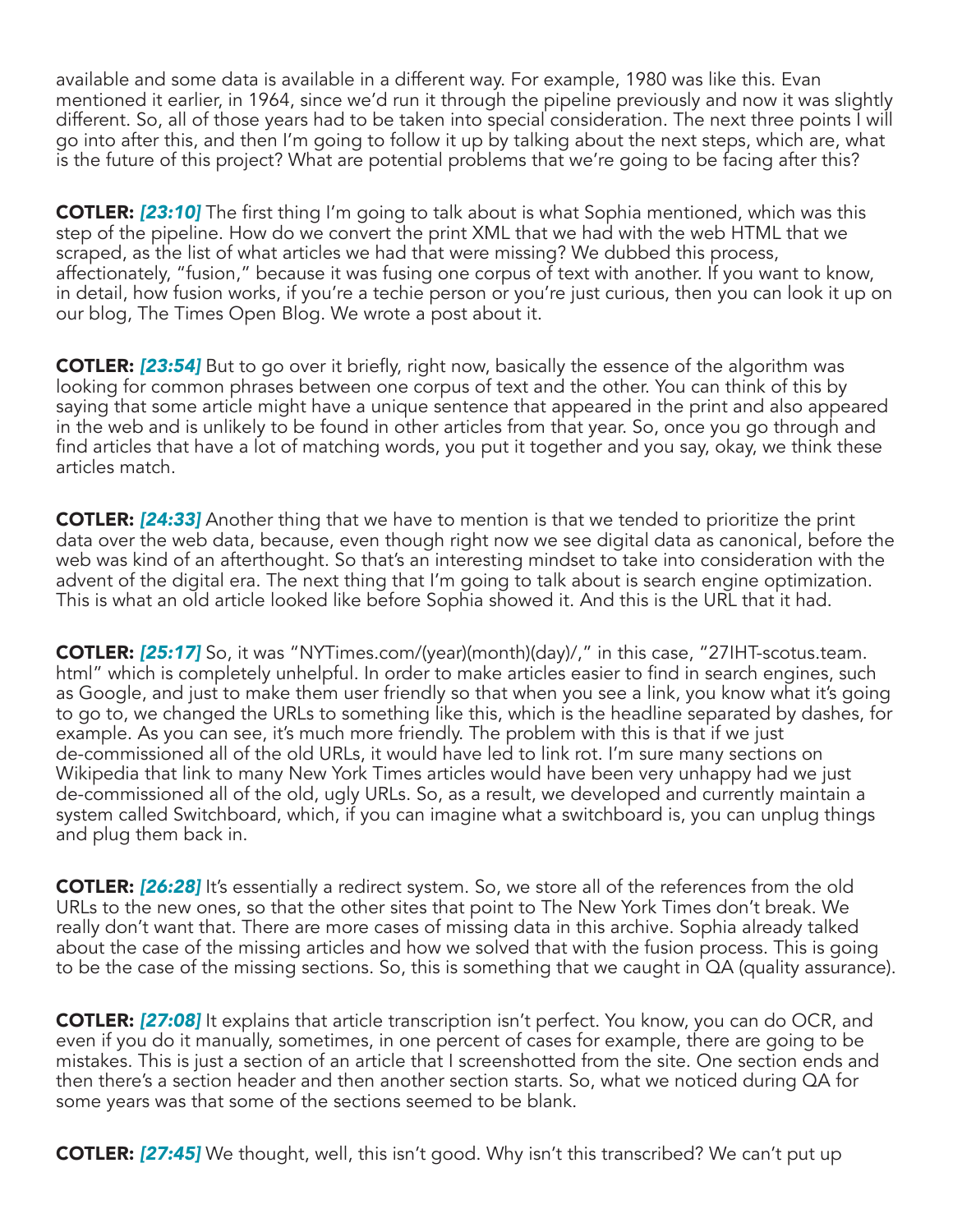available and some data is available in a different way. For example, 1980 was like this. Evan mentioned it earlier, in 1964, since we'd run it through the pipeline previously and now it was slightly different. So, all of those years had to be taken into special consideration. The next three points I will go into after this, and then I'm going to follow it up by talking about the next steps, which are, what is the future of this project? What are potential problems that we're going to be facing after this?

**COTLER:** ***[23:10]*** The first thing I'm going to talk about is what Sophia mentioned, which was this step of the pipeline. How do we convert the print XML that we had with the web HTML that we scraped, as the list of what articles we had that were missing? We dubbed this process, affectionately, "fusion," because it was fusing one corpus of text with another. If you want to know, in detail, how fusion works, if you're a techie person or you're just curious, then you can look it up on our blog, The Times Open Blog. We wrote a post about it.

**COTLER:** ***[23:54]*** But to go over it briefly, right now, basically the essence of the algorithm was looking for common phrases between one corpus of text and the other. You can think of this by saying that some article might have a unique sentence that appeared in the print and also appeared in the web and is unlikely to be found in other articles from that year. So, once you go through and find articles that have a lot of matching words, you put it together and you say, okay, we think these articles match.

**COTLER:** ***[24:33]*** Another thing that we have to mention is that we tended to prioritize the print data over the web data, because, even though right now we see digital data as canonical, before the web was kind of an afterthought. So that's an interesting mindset to take into consideration with the advent of the digital era. The next thing that I'm going to talk about is search engine optimization. This is what an old article looked like before Sophia showed it. And this is the URL that it had.

**COTLER:** ***[25:17]*** So, it was "NYTimes.com/(year)(month)(day)/," in this case, "27IHT-scotus.team.html" which is completely unhelpful. In order to make articles easier to find in search engines, such as Google, and just to make them user friendly so that when you see a link, you know what it's going to go to, we changed the URLs to something like this, which is the headline separated by dashes, for example. As you can see, it's much more friendly. The problem with this is that if we just de-commissioned all of the old URLs, it would have led to link rot. I'm sure many sections on Wikipedia that link to many New York Times articles would have been very unhappy had we just de-commissioned all of the old, ugly URLs. So, as a result, we developed and currently maintain a system called Switchboard, which, if you can imagine what a switchboard is, you can unplug things and plug them back in.

**COTLER:** ***[26:28]*** It's essentially a redirect system. So, we store all of the references from the old URLs to the new ones, so that the other sites that point to The New York Times don't break. We really don't want that. There are more cases of missing data in this archive. Sophia already talked about the case of the missing articles and how we solved that with the fusion process. This is going to be the case of the missing sections. So, this is something that we caught in QA (quality assurance).

**COTLER:** ***[27:08]*** It explains that article transcription isn't perfect. You know, you can do OCR, and even if you do it manually, sometimes, in one percent of cases for example, there are going to be mistakes. This is just a section of an article that I screenshotted from the site. One section ends and then there's a section header and then another section starts. So, what we noticed during QA for some years was that some of the sections seemed to be blank.

**COTLER:** ***[27:45]*** We thought, well, this isn't good. Why isn't this transcribed? We can't put up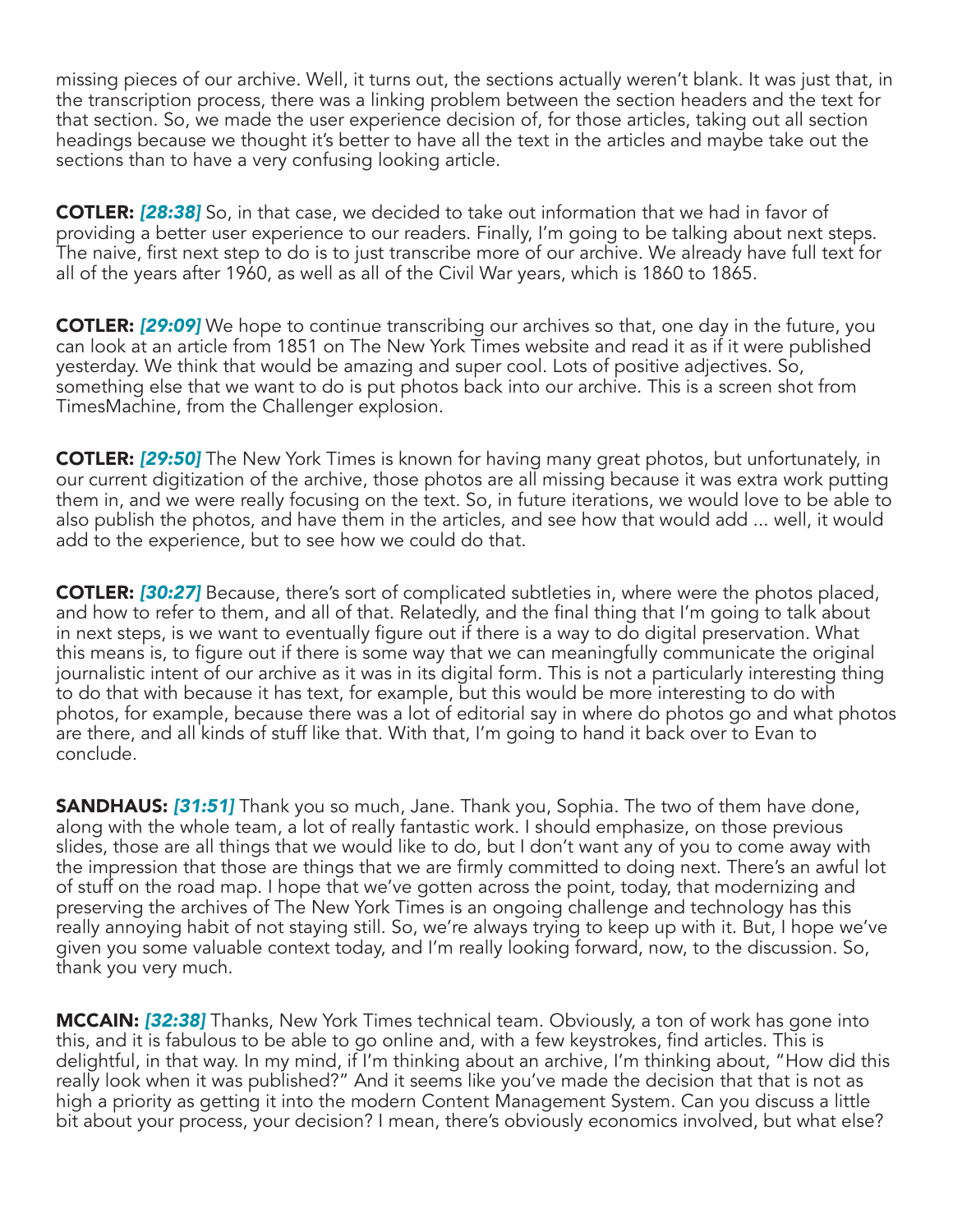missing pieces of our archive. Well, it turns out, the sections actually weren't blank. It was just that, in the transcription process, there was a linking problem between the section headers and the text for that section. So, we made the user experience decision of, for those articles, taking out all section headings because we thought it's better to have all the text in the articles and maybe take out the sections than to have a very confusing looking article.

**COTLER:** ***[28:38]*** So, in that case, we decided to take out information that we had in favor of providing a better user experience to our readers. Finally, I'm going to be talking about next steps. The naive, first next step to do is to just transcribe more of our archive. We already have full text for all of the years after 1960, as well as all of the Civil War years, which is 1860 to 1865.

**COTLER:** ***[29:09]*** We hope to continue transcribing our archives so that, one day in the future, you can look at an article from 1851 on The New York Times website and read it as if it were published yesterday. We think that would be amazing and super cool. Lots of positive adjectives. So, something else that we want to do is put photos back into our archive. This is a screen shot from TimesMachine, from the Challenger explosion.

**COTLER:** ***[29:50]*** The New York Times is known for having many great photos, but unfortunately, in our current digitization of the archive, those photos are all missing because it was extra work putting them in, and we were really focusing on the text. So, in future iterations, we would love to be able to also publish the photos, and have them in the articles, and see how that would add ... well, it would add to the experience, but to see how we could do that.

**COTLER:** ***[30:27]*** Because, there's sort of complicated subtleties in, where were the photos placed, and how to refer to them, and all of that. Relatedly, and the final thing that I'm going to talk about in next steps, is we want to eventually figure out if there is a way to do digital preservation. What this means is, to figure out if there is some way that we can meaningfully communicate the original journalistic intent of our archive as it was in its digital form. This is not a particularly interesting thing to do that with because it has text, for example, but this would be more interesting to do with photos, for example, because there was a lot of editorial say in where do photos go and what photos are there, and all kinds of stuff like that. With that, I'm going to hand it back over to Evan to conclude.

**SANDHAUS:** ***[31:51]*** Thank you so much, Jane. Thank you, Sophia. The two of them have done, along with the whole team, a lot of really fantastic work. I should emphasize, on those previous slides, those are all things that we would like to do, but I don't want any of you to come away with the impression that those are things that we are firmly committed to doing next. There's an awful lot of stuff on the road map. I hope that we've gotten across the point, today, that modernizing and preserving the archives of The New York Times is an ongoing challenge and technology has this really annoying habit of not staying still. So, we're always trying to keep up with it. But, I hope we've given you some valuable context today, and I'm really looking forward, now, to the discussion. So, thank you very much.

**MCCAIN:** ***[32:38]*** Thanks, New York Times technical team. Obviously, a ton of work has gone into this, and it is fabulous to be able to go online and, with a few keystrokes, find articles. This is delightful, in that way. In my mind, if I'm thinking about an archive, I'm thinking about, "How did this really look when it was published?" And it seems like you've made the decision that that is not as high a priority as getting it into the modern Content Management System. Can you discuss a little bit about your process, your decision? I mean, there's obviously economics involved, but what else?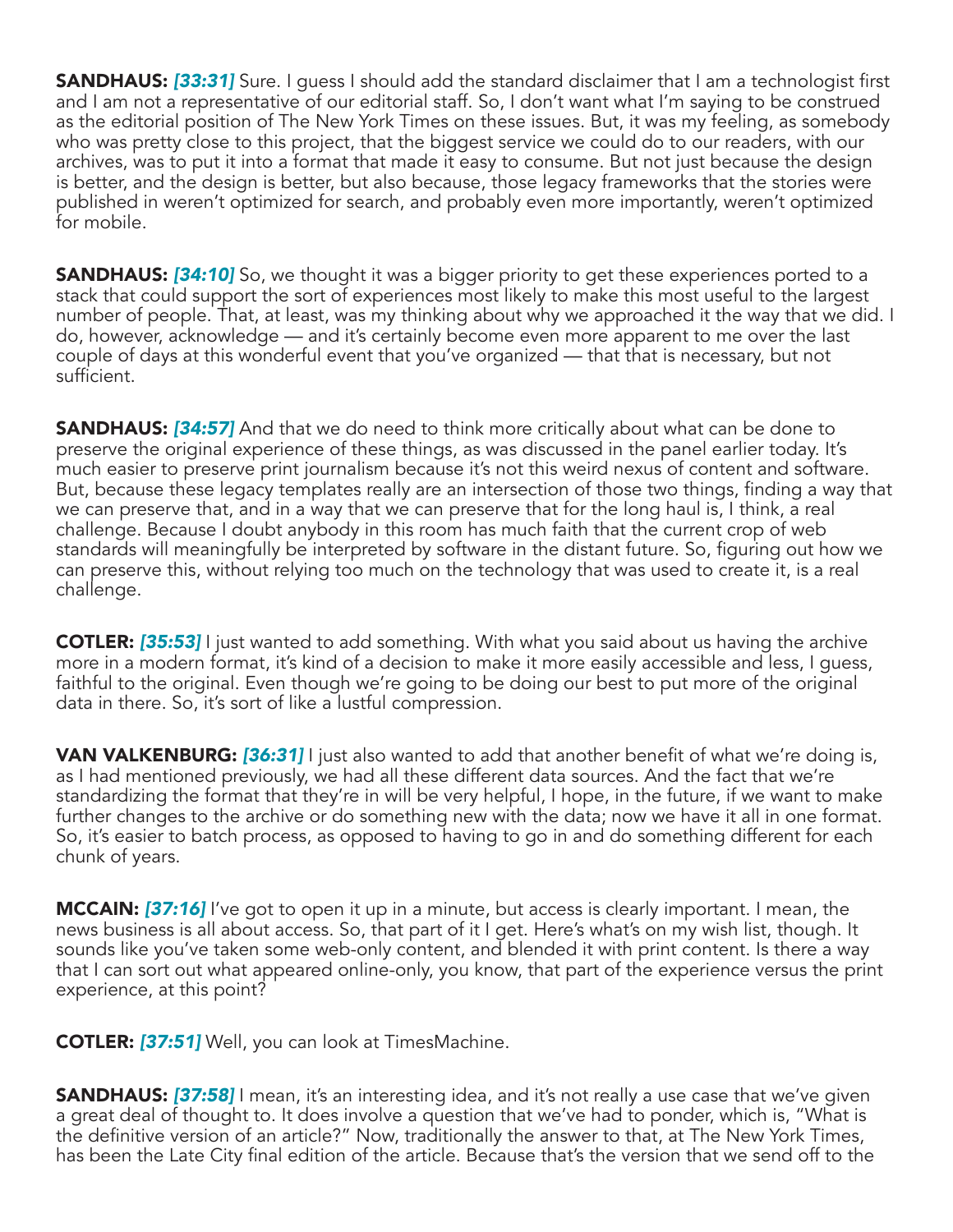**SANDHAUS:** *[33:31]* Sure. I guess I should add the standard disclaimer that I am a technologist first and I am not a representative of our editorial staff. So, I don't want what I'm saying to be construed as the editorial position of The New York Times on these issues. But, it was my feeling, as somebody who was pretty close to this project, that the biggest service we could do to our readers, with our archives, was to put it into a format that made it easy to consume. But not just because the design is better, and the design is better, but also because, those legacy frameworks that the stories were published in weren't optimized for search, and probably even more importantly, weren't optimized for mobile.

**SANDHAUS:** *[34:10]* So, we thought it was a bigger priority to get these experiences ported to a stack that could support the sort of experiences most likely to make this most useful to the largest number of people. That, at least, was my thinking about why we approached it the way that we did. I do, however, acknowledge — and it's certainly become even more apparent to me over the last couple of days at this wonderful event that you've organized — that that is necessary, but not sufficient.

**SANDHAUS:** *[34:57]* And that we do need to think more critically about what can be done to preserve the original experience of these things, as was discussed in the panel earlier today. It's much easier to preserve print journalism because it's not this weird nexus of content and software. But, because these legacy templates really are an intersection of those two things, finding a way that we can preserve that, and in a way that we can preserve that for the long haul is, I think, a real challenge. Because I doubt anybody in this room has much faith that the current crop of web standards will meaningfully be interpreted by software in the distant future. So, figuring out how we can preserve this, without relying too much on the technology that was used to create it, is a real challenge.

**COTLER:** *[35:53]* I just wanted to add something. With what you said about us having the archive more in a modern format, it's kind of a decision to make it more easily accessible and less, I guess, faithful to the original. Even though we're going to be doing our best to put more of the original data in there. So, it's sort of like a lustful compression.

**VAN VALKENBURG:** *[36:31]* I just also wanted to add that another benefit of what we're doing is, as I had mentioned previously, we had all these different data sources. And the fact that we're standardizing the format that they're in will be very helpful, I hope, in the future, if we want to make further changes to the archive or do something new with the data; now we have it all in one format. So, it's easier to batch process, as opposed to having to go in and do something different for each chunk of years.

**MCCAIN:** *[37:16]* I've got to open it up in a minute, but access is clearly important. I mean, the news business is all about access. So, that part of it I get. Here's what's on my wish list, though. It sounds like you've taken some web-only content, and blended it with print content. Is there a way that I can sort out what appeared online-only, you know, that part of the experience versus the print experience, at this point?

**COTLER:** *[37:51]* Well, you can look at TimesMachine.

**SANDHAUS:** *[37:58]* I mean, it's an interesting idea, and it's not really a use case that we've given a great deal of thought to. It does involve a question that we've had to ponder, which is, "What is the definitive version of an article?" Now, traditionally the answer to that, at The New York Times, has been the Late City final edition of the article. Because that's the version that we send off to the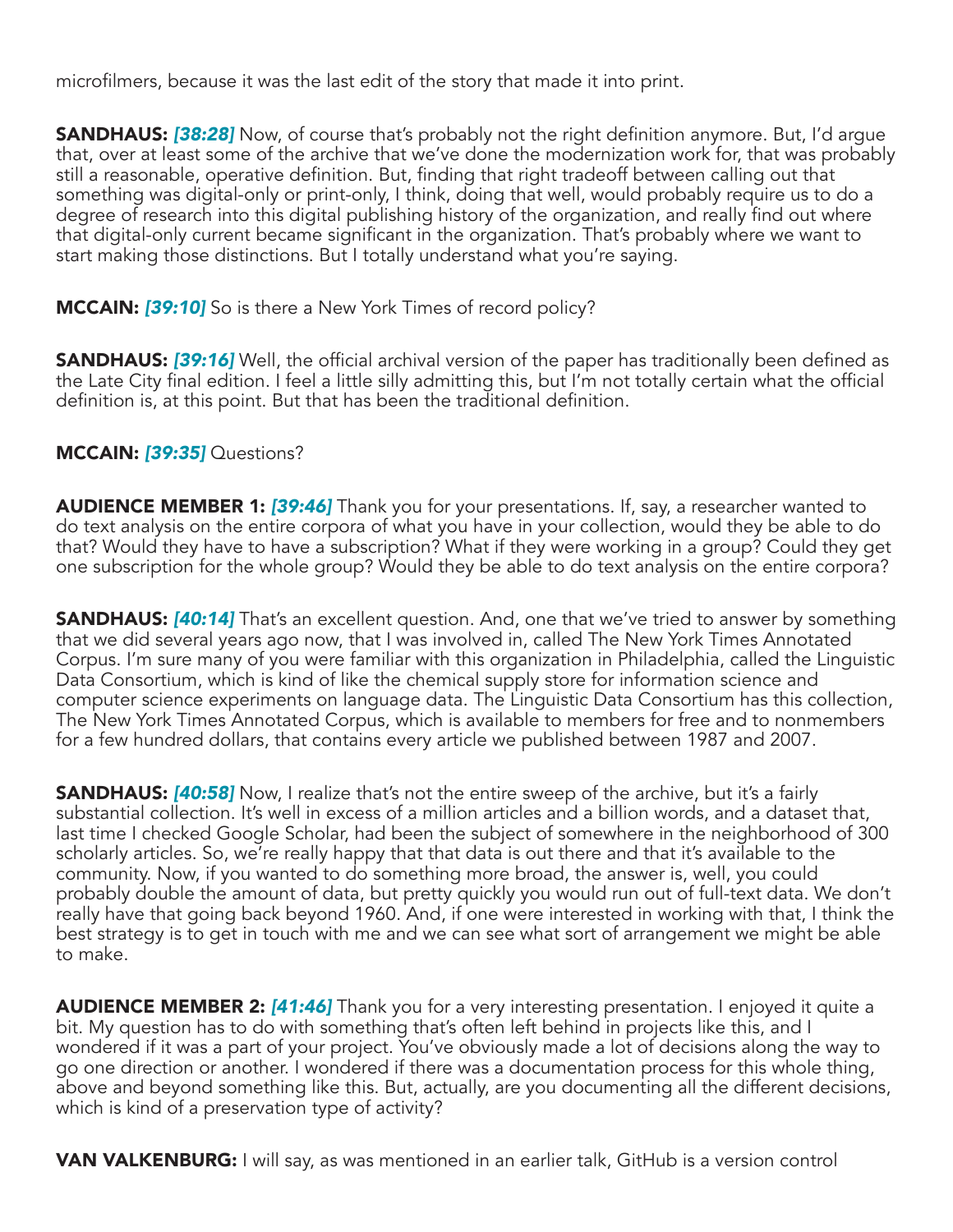microfilmers, because it was the last edit of the story that made it into print.

**SANDHAUS:** ***[38:28]*** Now, of course that's probably not the right definition anymore. But, I'd argue that, over at least some of the archive that we've done the modernization work for, that was probably still a reasonable, operative definition. But, finding that right tradeoff between calling out that something was digital-only or print-only, I think, doing that well, would probably require us to do a degree of research into this digital publishing history of the organization, and really find out where that digital-only current became significant in the organization. That's probably where we want to start making those distinctions. But I totally understand what you're saying.

**MCCAIN:** ***[39:10]*** So is there a New York Times of record policy?

**SANDHAUS:** ***[39:16]*** Well, the official archival version of the paper has traditionally been defined as the Late City final edition. I feel a little silly admitting this, but I'm not totally certain what the official definition is, at this point. But that has been the traditional definition.

**MCCAIN:** ***[39:35]*** Questions?

**AUDIENCE MEMBER 1:** ***[39:46]*** Thank you for your presentations. If, say, a researcher wanted to do text analysis on the entire corpora of what you have in your collection, would they be able to do that? Would they have to have a subscription? What if they were working in a group? Could they get one subscription for the whole group? Would they be able to do text analysis on the entire corpora?

**SANDHAUS:** ***[40:14]*** That's an excellent question. And, one that we've tried to answer by something that we did several years ago now, that I was involved in, called The New York Times Annotated Corpus. I'm sure many of you were familiar with this organization in Philadelphia, called the Linguistic Data Consortium, which is kind of like the chemical supply store for information science and computer science experiments on language data. The Linguistic Data Consortium has this collection, The New York Times Annotated Corpus, which is available to members for free and to nonmembers for a few hundred dollars, that contains every article we published between 1987 and 2007.

**SANDHAUS:** ***[40:58]*** Now, I realize that's not the entire sweep of the archive, but it's a fairly substantial collection. It's well in excess of a million articles and a billion words, and a dataset that, last time I checked Google Scholar, had been the subject of somewhere in the neighborhood of 300 scholarly articles. So, we're really happy that that data is out there and that it's available to the community. Now, if you wanted to do something more broad, the answer is, well, you could probably double the amount of data, but pretty quickly you would run out of full-text data. We don't really have that going back beyond 1960. And, if one were interested in working with that, I think the best strategy is to get in touch with me and we can see what sort of arrangement we might be able to make.

**AUDIENCE MEMBER 2:** ***[41:46]*** Thank you for a very interesting presentation. I enjoyed it quite a bit. My question has to do with something that's often left behind in projects like this, and I wondered if it was a part of your project. You've obviously made a lot of decisions along the way to go one direction or another. I wondered if there was a documentation process for this whole thing, above and beyond something like this. But, actually, are you documenting all the different decisions, which is kind of a preservation type of activity?

**VAN VALKENBURG:** I will say, as was mentioned in an earlier talk, GitHub is a version control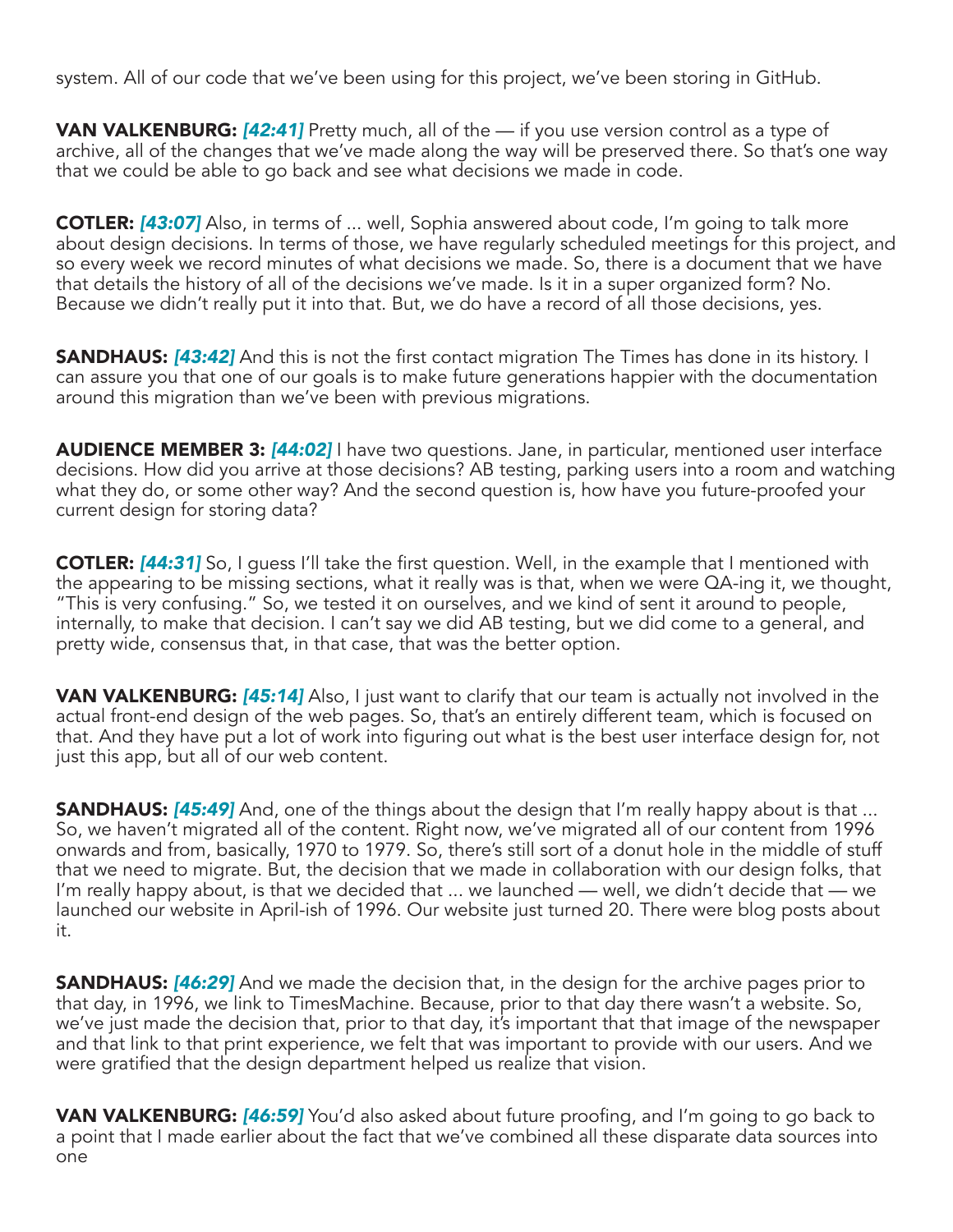system. All of our code that we've been using for this project, we've been storing in GitHub.

**VAN VALKENBURG:** ***[42:41]*** Pretty much, all of the — if you use version control as a type of archive, all of the changes that we've made along the way will be preserved there. So that's one way that we could be able to go back and see what decisions we made in code.

**COTLER:** ***[43:07]*** Also, in terms of ... well, Sophia answered about code, I'm going to talk more about design decisions. In terms of those, we have regularly scheduled meetings for this project, and so every week we record minutes of what decisions we made. So, there is a document that we have that details the history of all of the decisions we've made. Is it in a super organized form? No. Because we didn't really put it into that. But, we do have a record of all those decisions, yes.

**SANDHAUS:** ***[43:42]*** And this is not the first contact migration The Times has done in its history. I can assure you that one of our goals is to make future generations happier with the documentation around this migration than we've been with previous migrations.

**AUDIENCE MEMBER 3:** ***[44:02]*** I have two questions. Jane, in particular, mentioned user interface decisions. How did you arrive at those decisions? AB testing, parking users into a room and watching what they do, or some other way? And the second question is, how have you future-proofed your current design for storing data?

**COTLER:** ***[44:31]*** So, I guess I'll take the first question. Well, in the example that I mentioned with the appearing to be missing sections, what it really was is that, when we were QA-ing it, we thought, "This is very confusing." So, we tested it on ourselves, and we kind of sent it around to people, internally, to make that decision. I can't say we did AB testing, but we did come to a general, and pretty wide, consensus that, in that case, that was the better option.

**VAN VALKENBURG:** ***[45:14]*** Also, I just want to clarify that our team is actually not involved in the actual front-end design of the web pages. So, that's an entirely different team, which is focused on that. And they have put a lot of work into figuring out what is the best user interface design for, not just this app, but all of our web content.

**SANDHAUS:** ***[45:49]*** And, one of the things about the design that I'm really happy about is that ... So, we haven't migrated all of the content. Right now, we've migrated all of our content from 1996 onwards and from, basically, 1970 to 1979. So, there's still sort of a donut hole in the middle of stuff that we need to migrate. But, the decision that we made in collaboration with our design folks, that I'm really happy about, is that we decided that ... we launched — well, we didn't decide that — we launched our website in April-ish of 1996. Our website just turned 20. There were blog posts about it.

**SANDHAUS:** ***[46:29]*** And we made the decision that, in the design for the archive pages prior to that day, in 1996, we link to TimesMachine. Because, prior to that day there wasn't a website. So, we've just made the decision that, prior to that day, it's important that that image of the newspaper and that link to that print experience, we felt that was important to provide with our users. And we were gratified that the design department helped us realize that vision.

**VAN VALKENBURG:** ***[46:59]*** You'd also asked about future proofing, and I'm going to go back to a point that I made earlier about the fact that we've combined all these disparate data sources into one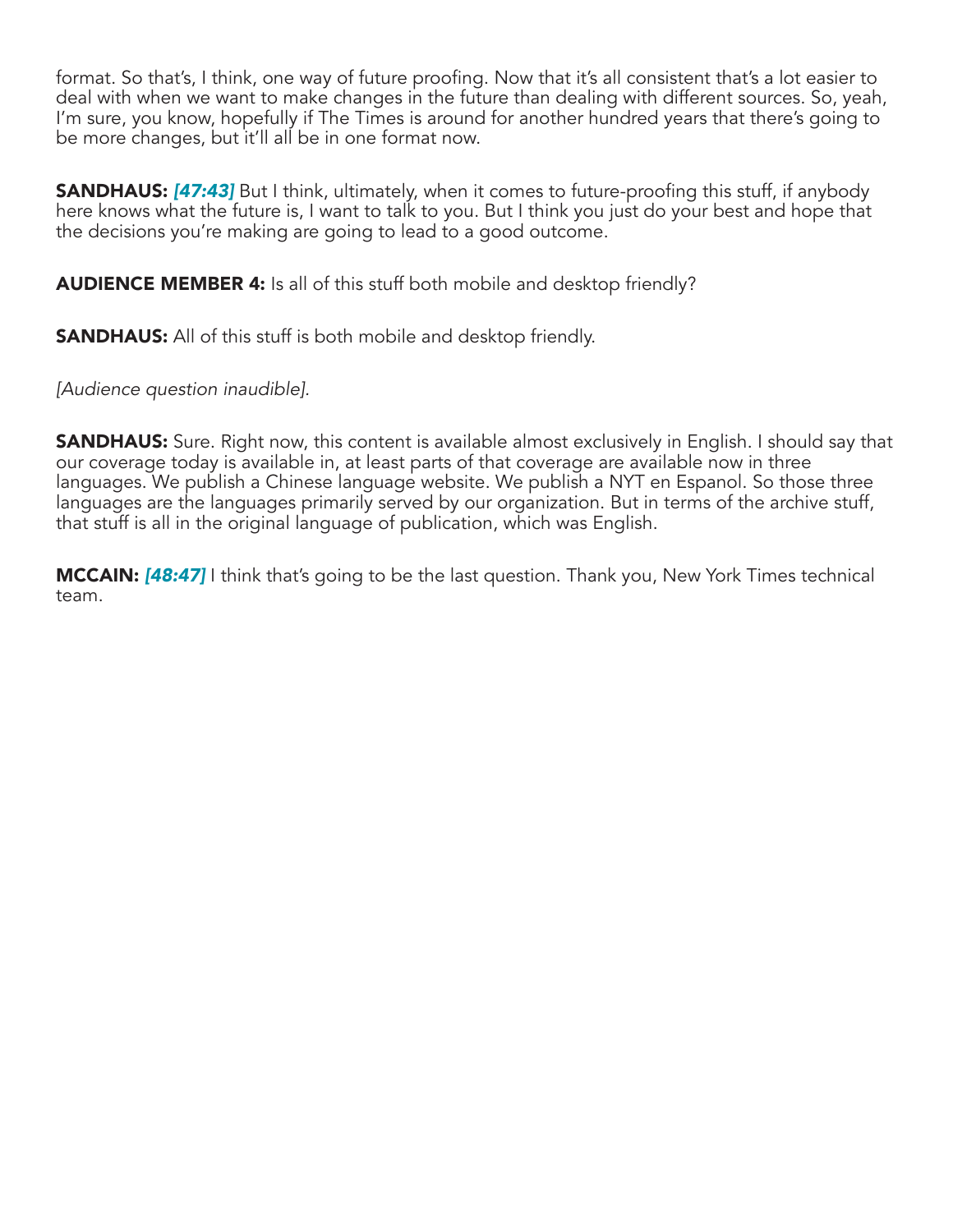format. So that's, I think, one way of future proofing. Now that it's all consistent that's a lot easier to deal with when we want to make changes in the future than dealing with different sources. So, yeah, I'm sure, you know, hopefully if The Times is around for another hundred years that there's going to be more changes, but it'll all be in one format now.

**SANDHAUS:** ***[47:43]*** But I think, ultimately, when it comes to future-proofing this stuff, if anybody here knows what the future is, I want to talk to you. But I think you just do your best and hope that the decisions you're making are going to lead to a good outcome.

**AUDIENCE MEMBER 4:** Is all of this stuff both mobile and desktop friendly?

**SANDHAUS:** All of this stuff is both mobile and desktop friendly.

*[Audience question inaudible].*

**SANDHAUS:** Sure. Right now, this content is available almost exclusively in English. I should say that our coverage today is available in, at least parts of that coverage are available now in three languages. We publish a Chinese language website. We publish a NYT en Espanol. So those three languages are the languages primarily served by our organization. But in terms of the archive stuff, that stuff is all in the original language of publication, which was English.

**MCCAIN:** ***[48:47]*** I think that's going to be the last question. Thank you, New York Times technical team.